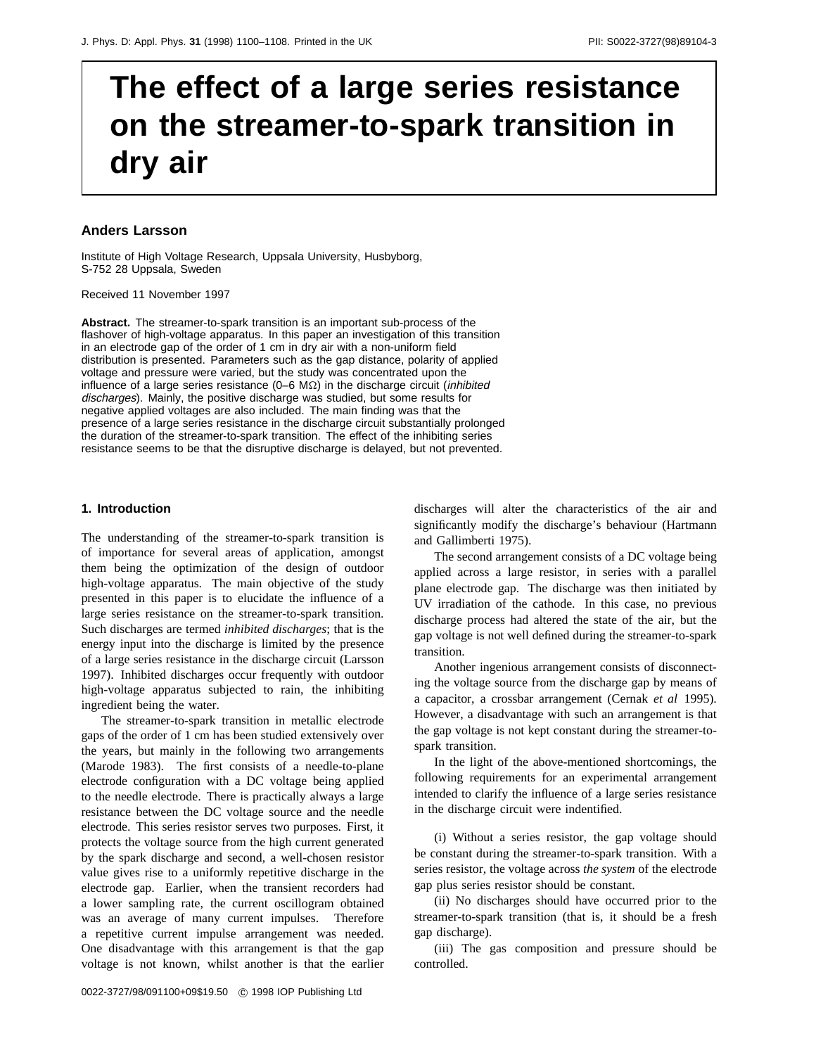# The effect of a large series resistance on the streamer-to-spark transition in dry air

**Anders Larsson**

Institute of High Voltage Research, Uppsala University, Husbyborg, S-752 28 Uppsala, Sweden

Received 11 November 1997

**Abstract.** The streamer-to-spark transition is an important sub-process of the flashover of high-voltage apparatus. In this paper an investigation of this transition in an electrode gap of the order of 1 cm in dry air with a non-uniform field distribution is presented. Parameters such as the gap distance, polarity of applied voltage and pressure were varied, but the study was concentrated upon the influence of a large series resistance (0–6 MΩ) in the discharge circuit (*inhibited discharges*). Mainly, the positive discharge was studied, but some results for negative applied voltages are also included. The main finding was that the presence of a large series resistance in the discharge circuit substantially prolonged the duration of the streamer-to-spark transition. The effect of the inhibiting series resistance seems to be that the disruptive discharge is delayed, but not prevented.

## 1. Introduction

The understanding of the streamer-to-spark transition is of importance for several areas of application, amongst them being the optimization of the design of outdoor high-voltage apparatus. The main objective of the study presented in this paper is to elucidate the influence of a large series resistance on the streamer-to-spark transition. Such discharges are termed *inhibited discharges*; that is the energy input into the discharge is limited by the presence of a large series resistance in the discharge circuit (Larsson 1997). Inhibited discharges occur frequently with outdoor high-voltage apparatus subjected to rain, the inhibiting ingredient being the water.

The streamer-to-spark transition in metallic electrode gaps of the order of 1 cm has been studied extensively over the years, but mainly in the following two arrangements (Marode 1983). The first consists of a needle-to-plane electrode configuration with a DC voltage being applied to the needle electrode. There is practically always a large resistance between the DC voltage source and the needle electrode. This series resistor serves two purposes. First, it protects the voltage source from the high current generated by the spark discharge and second, a well-chosen resistor value gives rise to a uniformly repetitive discharge in the electrode gap. Earlier, when the transient recorders had a lower sampling rate, the current oscillogram obtained was an average of many current impulses. Therefore a repetitive current impulse arrangement was needed. One disadvantage with this arrangement is that the gap voltage is not known, whilst another is that the earlier discharges will alter the characteristics of the air and significantly modify the discharge's behaviour (Hartmann and Gallimberti 1975).

The second arrangement consists of a DC voltage being applied across a large resistor, in series with a parallel plane electrode gap. The discharge was then initiated by UV irradiation of the cathode. In this case, no previous discharge process had altered the state of the air, but the gap voltage is not well defined during the streamer-to-spark transition.

Another ingenious arrangement consists of disconnecting the voltage source from the discharge gap by means of a capacitor, a crossbar arrangement (Cernak *et al* 1995). However, a disadvantage with such an arrangement is that the gap voltage is not kept constant during the streamer-to-spark transition.

In the light of the above-mentioned shortcomings, the following requirements for an experimental arrangement intended to clarify the influence of a large series resistance in the discharge circuit were indentified.

(i) Without a series resistor, the gap voltage should be constant during the streamer-to-spark transition. With a series resistor, the voltage across *the system* of the electrode gap plus series resistor should be constant.

(ii) No discharges should have occurred prior to the streamer-to-spark transition (that is, it should be a fresh gap discharge).

(iii) The gas composition and pressure should be controlled.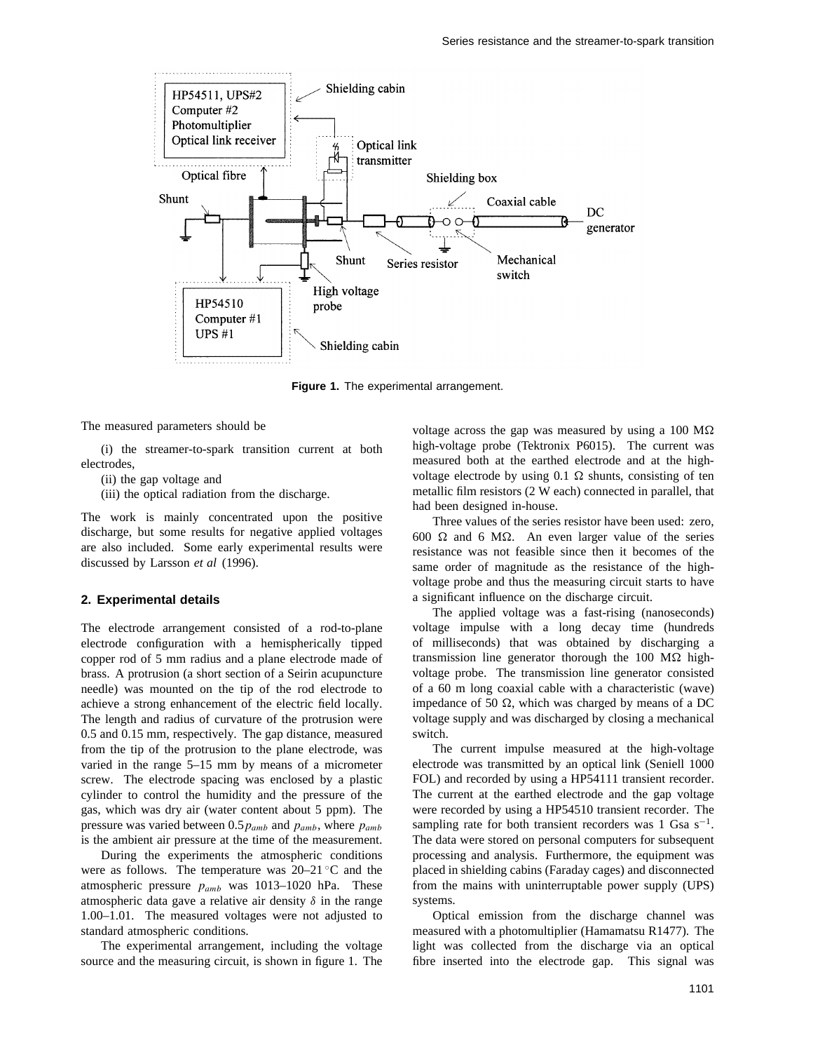Figure 1. The experimental arrangement.

The measured parameters should be

(i) the streamer-to-spark transition current at both electrodes,

(ii) the gap voltage and

(iii) the optical radiation from the discharge.

The work is mainly concentrated upon the positive discharge, but some results for negative applied voltages are also included. Some early experimental results were discussed by Larsson *et al* (1996).

## 2. Experimental details

The electrode arrangement consisted of a rod-to-plane electrode configuration with a hemispherically tipped copper rod of 5 mm radius and a plane electrode made of brass. A protrusion (a short section of a Seirin acupuncture needle) was mounted on the tip of the rod electrode to achieve a strong enhancement of the electric field locally. The length and radius of curvature of the protrusion were 0.5 and 0.15 mm, respectively. The gap distance, measured from the tip of the protrusion to the plane electrode, was varied in the range 5–15 mm by means of a micrometer screw. The electrode spacing was enclosed by a plastic cylinder to control the humidity and the pressure of the gas, which was dry air (water content about 5 ppm). The pressure was varied between $0.5p_{amb}$ and $p_{amb}$, where $p_{amb}$ is the ambient air pressure at the time of the measurement.

During the experiments the atmospheric conditions were as follows. The temperature was 20–21 °C and the atmospheric pressure $p_{amb}$ was 1013–1020 hPa. These atmospheric data gave a relative air density $\delta$ in the range 1.00–1.01. The measured voltages were not adjusted to standard atmospheric conditions.

The experimental arrangement, including the voltage source and the measuring circuit, is shown in figure 1. The voltage across the gap was measured by using a 100 MΩ high-voltage probe (Tektronix P6015). The current was measured both at the earthed electrode and at the high-voltage electrode by using 0.1 Ω shunts, consisting of ten metallic film resistors (2 W each) connected in parallel, that had been designed in-house.

Three values of the series resistor have been used: zero, 600 Ω and 6 MΩ. An even larger value of the series resistance was not feasible since then it becomes of the same order of magnitude as the resistance of the high-voltage probe and thus the measuring circuit starts to have a significant influence on the discharge circuit.

The applied voltage was a fast-rising (nanoseconds) voltage impulse with a long decay time (hundreds of milliseconds) that was obtained by discharging a transmission line generator thorough the 100 MΩ high-voltage probe. The transmission line generator consisted of a 60 m long coaxial cable with a characteristic (wave) impedance of 50 Ω, which was charged by means of a DC voltage supply and was discharged by closing a mechanical switch.

The current impulse measured at the high-voltage electrode was transmitted by an optical link (Seniell 1000 FOL) and recorded by using a HP54111 transient recorder. The current at the earthed electrode and the gap voltage were recorded by using a HP54510 transient recorder. The sampling rate for both transient recorders was 1 Gsa $s^{-1}$. The data were stored on personal computers for subsequent processing and analysis. Furthermore, the equipment was placed in shielding cabins (Faraday cages) and disconnected from the mains with uninterruptable power supply (UPS) systems.

Optical emission from the discharge channel was measured with a photomultiplier (Hamamatsu R1477). The light was collected from the discharge via an optical fibre inserted into the electrode gap. This signal was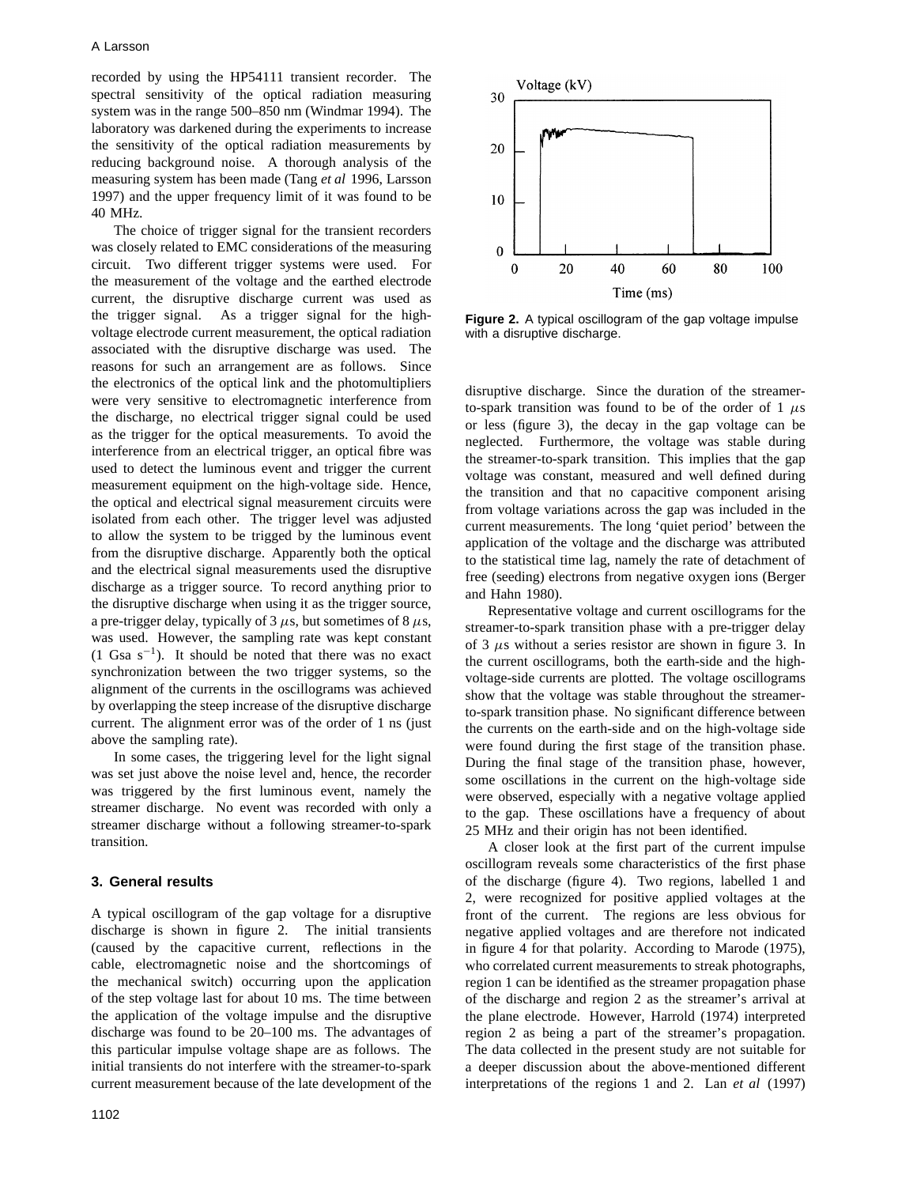recorded by using the HP54111 transient recorder. The spectral sensitivity of the optical radiation measuring system was in the range 500–850 nm (Windmar 1994). The laboratory was darkened during the experiments to increase the sensitivity of the optical radiation measurements by reducing background noise. A thorough analysis of the measuring system has been made (Tang *et al* 1996, Larsson 1997) and the upper frequency limit of it was found to be 40 MHz.

The choice of trigger signal for the transient recorders was closely related to EMC considerations of the measuring circuit. Two different trigger systems were used. For the measurement of the voltage and the earthed electrode current, the disruptive discharge current was used as the trigger signal. As a trigger signal for the high-voltage electrode current measurement, the optical radiation associated with the disruptive discharge was used. The reasons for such an arrangement are as follows. Since the electronics of the optical link and the photomultipliers were very sensitive to electromagnetic interference from the discharge, no electrical trigger signal could be used as the trigger for the optical measurements. To avoid the interference from an electrical trigger, an optical fibre was used to detect the luminous event and trigger the current measurement equipment on the high-voltage side. Hence, the optical and electrical signal measurement circuits were isolated from each other. The trigger level was adjusted to allow the system to be trigged by the luminous event from the disruptive discharge. Apparently both the optical and the electrical signal measurements used the disruptive discharge as a trigger source. To record anything prior to the disruptive discharge when using it as the trigger source, a pre-trigger delay, typically of 3 $\mu$s, but sometimes of 8 $\mu$s, was used. However, the sampling rate was kept constant (1 Gsa $s^{-1}$). It should be noted that there was no exact synchronization between the two trigger systems, so the alignment of the currents in the oscillograms was achieved by overlapping the steep increase of the disruptive discharge current. The alignment error was of the order of 1 ns (just above the sampling rate).

In some cases, the triggering level for the light signal was set just above the noise level and, hence, the recorder was triggered by the first luminous event, namely the streamer discharge. No event was recorded with only a streamer discharge without a following streamer-to-spark transition.

## 3. General results

A typical oscillogram of the gap voltage for a disruptive discharge is shown in figure 2. The initial transients (caused by the capacitive current, reflections in the cable, electromagnetic noise and the shortcomings of the mechanical switch) occurring upon the application of the step voltage last for about 10 ms. The time between the application of the voltage impulse and the disruptive discharge was found to be 20–100 ms. The advantages of this particular impulse voltage shape are as follows. The initial transients do not interfere with the streamer-to-spark current measurement because of the late development of the disruptive discharge. Since the duration of the streamer-to-spark transition was found to be of the order of 1 $\mu$s or less (figure 3), the decay in the gap voltage can be neglected. Furthermore, the voltage was stable during the streamer-to-spark transition. This implies that the gap voltage was constant, measured and well defined during the transition and that no capacitive component arising from voltage variations across the gap was included in the current measurements. The long 'quiet period' between the application of the voltage and the discharge was attributed to the statistical time lag, namely the rate of detachment of free (seeding) electrons from negative oxygen ions (Berger and Hahn 1980).

**Figure 2.** A typical oscillogram of the gap voltage impulse with a disruptive discharge.

Representative voltage and current oscillograms for the streamer-to-spark transition phase with a pre-trigger delay of 3 $\mu$s without a series resistor are shown in figure 3. In the current oscillograms, both the earth-side and the high-voltage-side currents are plotted. The voltage oscillograms show that the voltage was stable throughout the streamer-to-spark transition phase. No significant difference between the currents on the earth-side and on the high-voltage side were found during the first stage of the transition phase. During the final stage of the transition phase, however, some oscillations in the current on the high-voltage side were observed, especially with a negative voltage applied to the gap. These oscillations have a frequency of about 25 MHz and their origin has not been identified.

A closer look at the first part of the current impulse oscillogram reveals some characteristics of the first phase of the discharge (figure 4). Two regions, labelled 1 and 2, were recognized for positive applied voltages at the front of the current. The regions are less obvious for negative applied voltages and are therefore not indicated in figure 4 for that polarity. According to Marode (1975), who correlated current measurements to streak photographs, region 1 can be identified as the streamer propagation phase of the discharge and region 2 as the streamer's arrival at the plane electrode. However, Harrold (1974) interpreted region 2 as being a part of the streamer's propagation. The data collected in the present study are not suitable for a deeper discussion about the above-mentioned different interpretations of the regions 1 and 2. Lan *et al* (1997)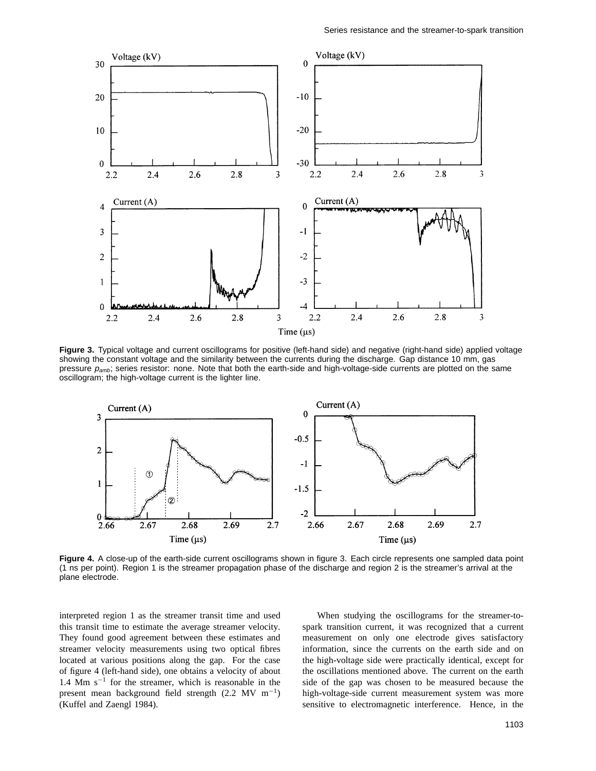**Figure 3.** Typical voltage and current oscillograms for positive (left-hand side) and negative (right-hand side) applied voltage showing the constant voltage and the similarity between the currents during the discharge. Gap distance 10 mm, gas pressure $p_{amb}$; series resistor: none. Note that both the earth-side and high-voltage-side currents are plotted on the same oscillogram; the high-voltage current is the lighter line.

**Figure 4.** A close-up of the earth-side current oscillograms shown in figure 3. Each circle represents one sampled data point (1 ns per point). Region 1 is the streamer propagation phase of the discharge and region 2 is the streamer's arrival at the plane electrode.

interpreted region 1 as the streamer transit time and used this transit time to estimate the average streamer velocity. They found good agreement between these estimates and streamer velocity measurements using two optical fibres located at various positions along the gap. For the case of figure 4 (left-hand side), one obtains a velocity of about 1.4 Mm s$^{-1}$ for the streamer, which is reasonable in the present mean background field strength (2.2 MV m$^{-1}$) (Kuffel and Zaengl 1984).

When studying the oscillograms for the streamer-to-spark transition current, it was recognized that a current measurement on only one electrode gives satisfactory information, since the currents on the earth side and on the high-voltage side were practically identical, except for the oscillations mentioned above. The current on the earth side of the gap was chosen to be measured because the high-voltage-side current measurement system was more sensitive to electromagnetic interference. Hence, in the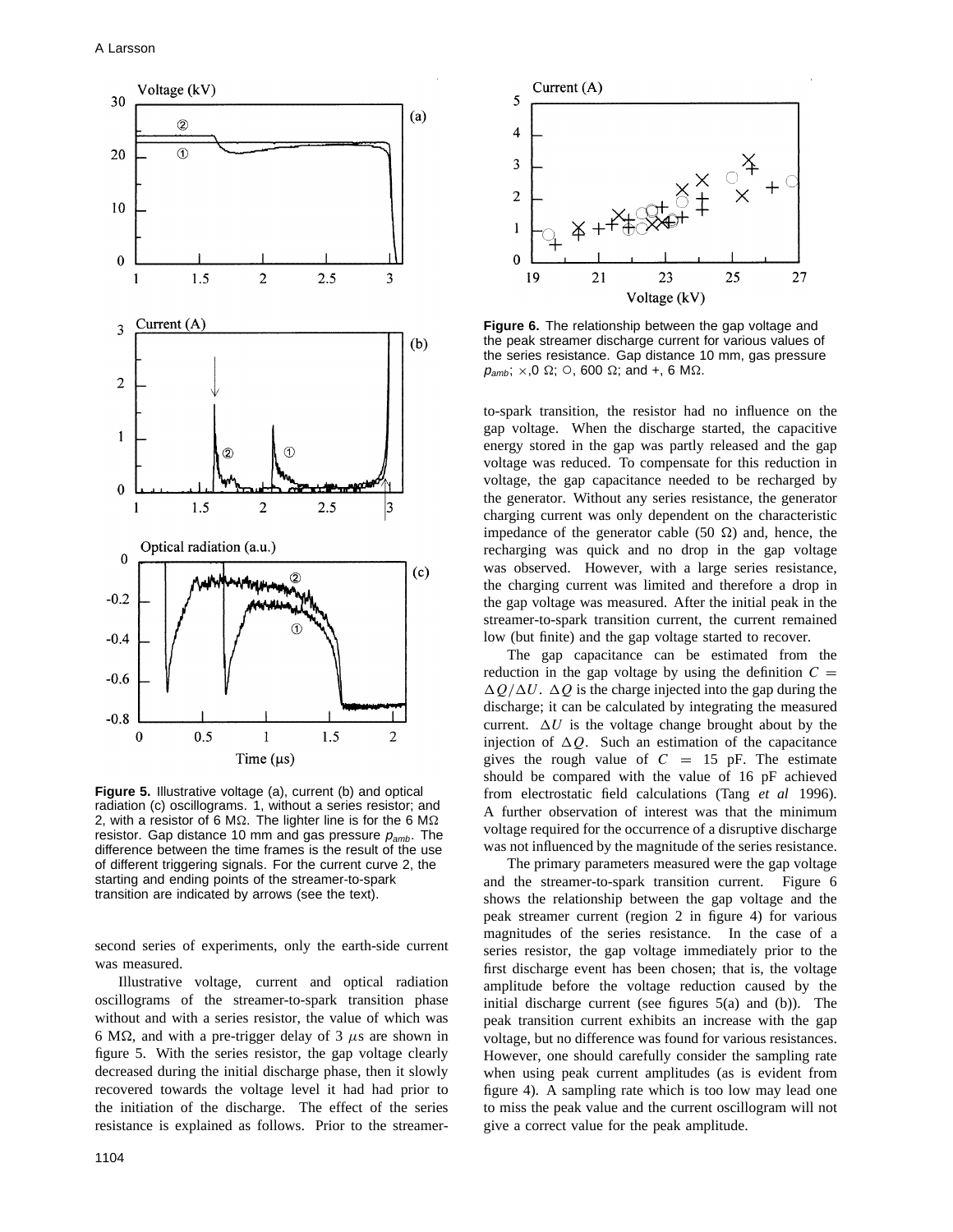Figure 5. Illustrative voltage (a), current (b) and optical radiation (c) oscillograms. 1, without a series resistor; and 2, with a resistor of 6 MΩ. The lighter line is for the 6 MΩ resistor. Gap distance 10 mm and gas pressure $p_{amb}$. The difference between the time frames is the result of the use of different triggering signals. For the current curve 2, the starting and ending points of the streamer-to-spark transition are indicated by arrows (see the text).

second series of experiments, only the earth-side current was measured.

Illustrative voltage, current and optical radiation oscillograms of the streamer-to-spark transition phase without and with a series resistor, the value of which was 6 MΩ, and with a pre-trigger delay of 3 $\mu$s are shown in figure 5. With the series resistor, the gap voltage clearly decreased during the initial discharge phase, then it slowly recovered towards the voltage level it had had prior to the initiation of the discharge. The effect of the series resistance is explained as follows. Prior to the streamer-to-spark transition, the resistor had no influence on the gap voltage. When the discharge started, the capacitive energy stored in the gap was partly released and the gap voltage was reduced. To compensate for this reduction in voltage, the gap capacitance needed to be recharged by the generator. Without any series resistance, the generator charging current was only dependent on the characteristic impedance of the generator cable (50 Ω) and, hence, the recharging was quick and no drop in the gap voltage was observed. However, with a large series resistance, the charging current was limited and therefore a drop in the gap voltage was measured. After the initial peak in the streamer-to-spark transition current, the current remained low (but finite) and the gap voltage started to recover.

The gap capacitance can be estimated from the reduction in the gap voltage by using the definition $C = \Delta Q/\Delta U$. $\Delta Q$ is the charge injected into the gap during the discharge; it can be calculated by integrating the measured current. $\Delta U$ is the voltage change brought about by the injection of $\Delta Q$. Such an estimation of the capacitance gives the rough value of $C = 15$ pF. The estimate should be compared with the value of 16 pF achieved from electrostatic field calculations (Tang *et al* 1996). A further observation of interest was that the minimum voltage required for the occurrence of a disruptive discharge was not influenced by the magnitude of the series resistance.

Figure 6. The relationship between the gap voltage and the peak streamer discharge current for various values of the series resistance. Gap distance 10 mm, gas pressure $p_{amb}$; ×, 0 Ω; ○, 600 Ω; and +, 6 MΩ.

The primary parameters measured were the gap voltage and the streamer-to-spark transition current. Figure 6 shows the relationship between the gap voltage and the peak streamer current (region 2 in figure 4) for various magnitudes of the series resistance. In the case of a series resistor, the gap voltage immediately prior to the first discharge event has been chosen; that is, the voltage amplitude before the voltage reduction caused by the initial discharge current (see figures 5(a) and (b)). The peak transition current exhibits an increase with the gap voltage, but no difference was found for various resistances. However, one should carefully consider the sampling rate when using peak current amplitudes (as is evident from figure 4). A sampling rate which is too low may lead one to miss the peak value and the current oscillogram will not give a correct value for the peak amplitude.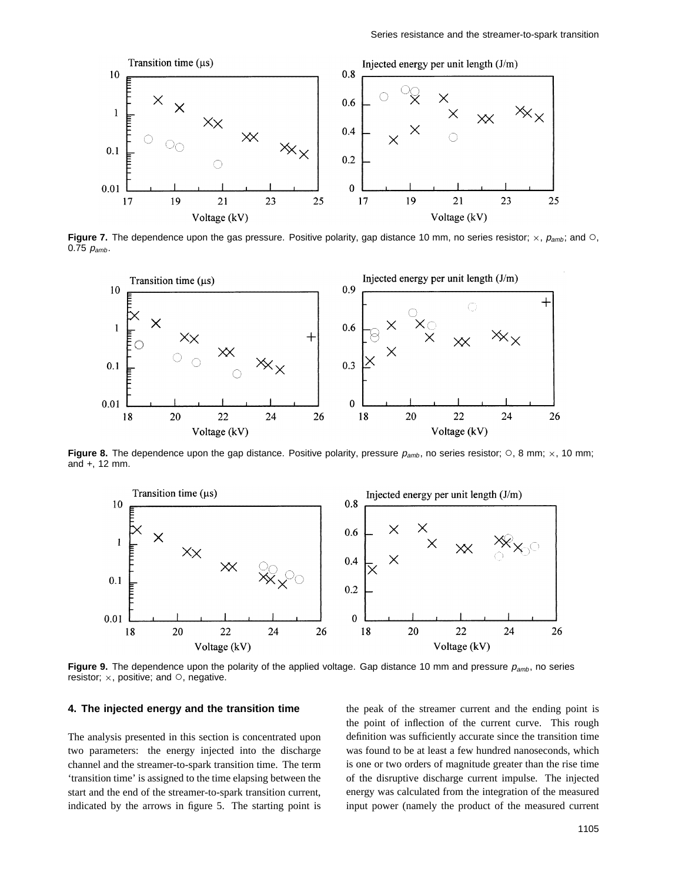Figure 7. The dependence upon the gas pressure. Positive polarity, gap distance 10 mm, no series resistor; ×, $p_{amb}$; and ○, 0.75 $p_{amb}$.

Figure 8. The dependence upon the gap distance. Positive polarity, pressure $p_{amb}$, no series resistor; ○, 8 mm; ×, 10 mm; and +, 12 mm.

Figure 9. The dependence upon the polarity of the applied voltage. Gap distance 10 mm and pressure $p_{amb}$, no series resistor; ×, positive; and ○, negative.

## 4. The injected energy and the transition time

The analysis presented in this section is concentrated upon two parameters: the energy injected into the discharge channel and the streamer-to-spark transition time. The term 'transition time' is assigned to the time elapsing between the start and the end of the streamer-to-spark transition current, indicated by the arrows in figure 5. The starting point is the peak of the streamer current and the ending point is the point of inflection of the current curve. This rough definition was sufficiently accurate since the transition time was found to be at least a few hundred nanoseconds, which is one or two orders of magnitude greater than the rise time of the disruptive discharge current impulse. The injected energy was calculated from the integration of the measured input power (namely the product of the measured current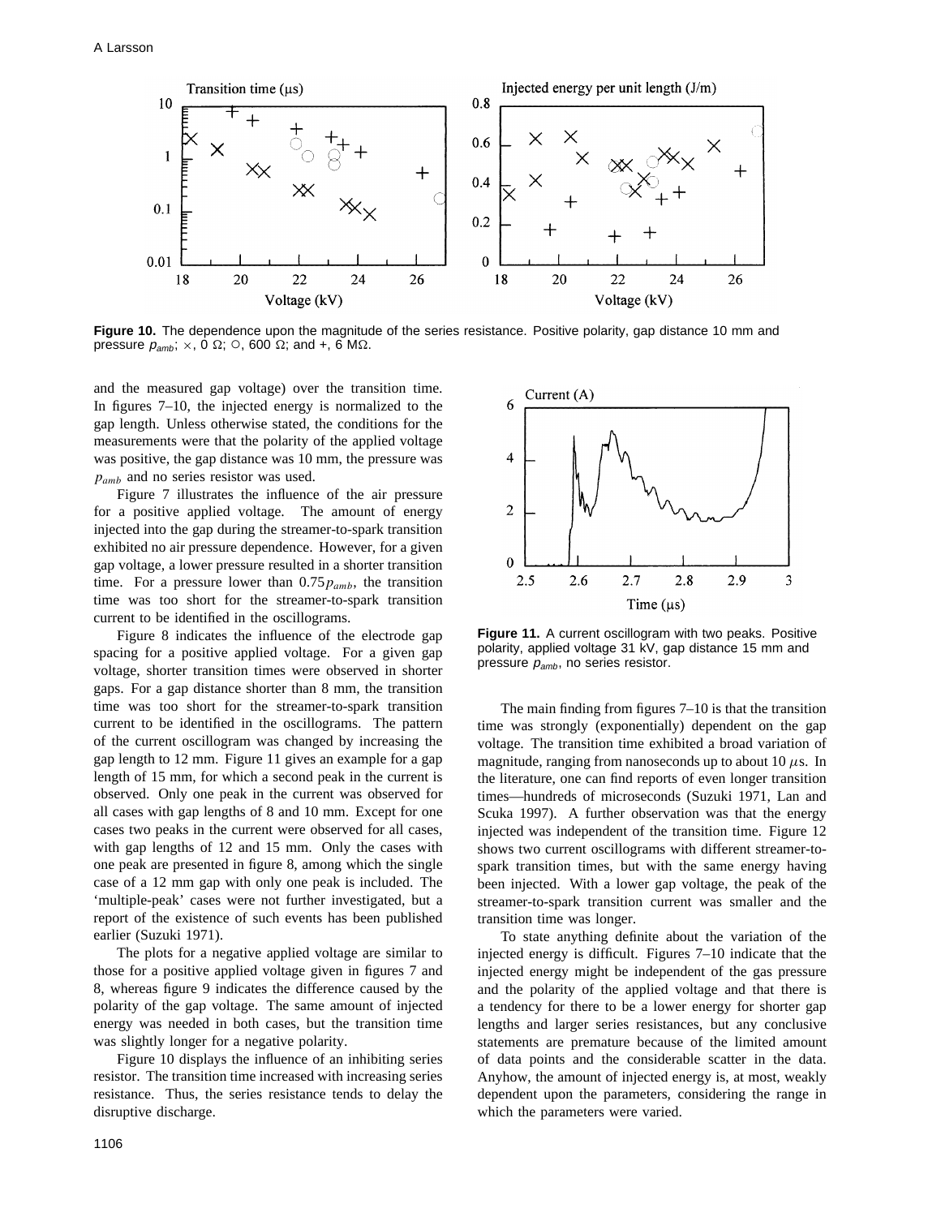**Figure 10.** The dependence upon the magnitude of the series resistance. Positive polarity, gap distance 10 mm and pressure $p_{amb}$; ×, 0 Ω; ○, 600 Ω; and +, 6 MΩ.

and the measured gap voltage) over the transition time. In figures 7–10, the injected energy is normalized to the gap length. Unless otherwise stated, the conditions for the measurements were that the polarity of the applied voltage was positive, the gap distance was 10 mm, the pressure was $p_{amb}$ and no series resistor was used.

Figure 7 illustrates the influence of the air pressure for a positive applied voltage. The amount of energy injected into the gap during the streamer-to-spark transition exhibited no air pressure dependence. However, for a given gap voltage, a lower pressure resulted in a shorter transition time. For a pressure lower than $0.75p_{amb}$, the transition time was too short for the streamer-to-spark transition current to be identified in the oscillograms.

Figure 8 indicates the influence of the electrode gap spacing for a positive applied voltage. For a given gap voltage, shorter transition times were observed in shorter gaps. For a gap distance shorter than 8 mm, the transition time was too short for the streamer-to-spark transition current to be identified in the oscillograms. The pattern of the current oscillogram was changed by increasing the gap length to 12 mm. Figure 11 gives an example for a gap length of 15 mm, for which a second peak in the current is observed. Only one peak in the current was observed for all cases with gap lengths of 8 and 10 mm. Except for one cases two peaks in the current were observed for all cases, with gap lengths of 12 and 15 mm. Only the cases with one peak are presented in figure 8, among which the single case of a 12 mm gap with only one peak is included. The 'multiple-peak' cases were not further investigated, but a report of the existence of such events has been published earlier (Suzuki 1971).

The plots for a negative applied voltage are similar to those for a positive applied voltage given in figures 7 and 8, whereas figure 9 indicates the difference caused by the polarity of the gap voltage. The same amount of injected energy was needed in both cases, but the transition time was slightly longer for a negative polarity.

Figure 10 displays the influence of an inhibiting series resistor. The transition time increased with increasing series resistance. Thus, the series resistance tends to delay the disruptive discharge.

**Figure 11.** A current oscillogram with two peaks. Positive polarity, applied voltage 31 kV, gap distance 15 mm and pressure $p_{amb}$, no series resistor.

The main finding from figures 7–10 is that the transition time was strongly (exponentially) dependent on the gap voltage. The transition time exhibited a broad variation of magnitude, ranging from nanoseconds up to about 10 $\mu$s. In the literature, one can find reports of even longer transition times—hundreds of microseconds (Suzuki 1971, Lan and Scuka 1997). A further observation was that the energy injected was independent of the transition time. Figure 12 shows two current oscillograms with different streamer-to-spark transition times, but with the same energy having been injected. With a lower gap voltage, the peak of the streamer-to-spark transition current was smaller and the transition time was longer.

To state anything definite about the variation of the injected energy is difficult. Figures 7–10 indicate that the injected energy might be independent of the gas pressure and the polarity of the applied voltage and that there is a tendency for there to be a lower energy for shorter gap lengths and larger series resistances, but any conclusive statements are premature because of the limited amount of data points and the considerable scatter in the data. Anyhow, the amount of injected energy is, at most, weakly dependent upon the parameters, considering the range in which the parameters were varied.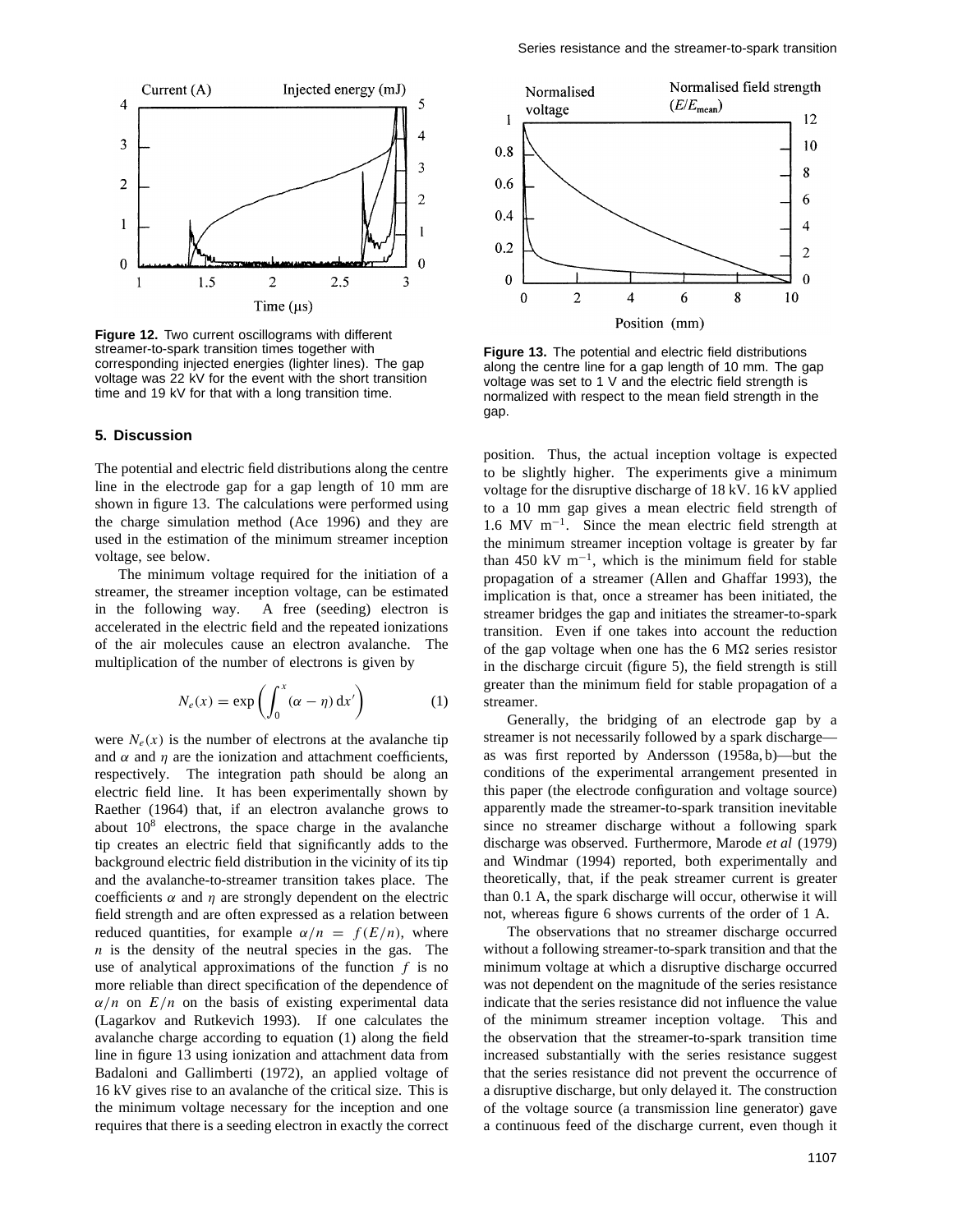Figure 12. Two current oscillograms with different streamer-to-spark transition times together with corresponding injected energies (lighter lines). The gap voltage was 22 kV for the event with the short transition time and 19 kV for that with a long transition time.

Figure 13. The potential and electric field distributions along the centre line for a gap length of 10 mm. The gap voltage was set to 1 V and the electric field strength is normalized with respect to the mean field strength in the gap.

## 5. Discussion

The potential and electric field distributions along the centre line in the electrode gap for a gap length of 10 mm are shown in figure 13. The calculations were performed using the charge simulation method (Ace 1996) and they are used in the estimation of the minimum streamer inception voltage, see below.

The minimum voltage required for the initiation of a streamer, the streamer inception voltage, can be estimated in the following way. A free (seeding) electron is accelerated in the electric field and the repeated ionizations of the air molecules cause an electron avalanche. The multiplication of the number of electrons is given by

$$N_e(x) = \exp\left(\int_0^x (\alpha - \eta)\,\mathrm{d}x'\right) \qquad (1)$$

were $N_e(x)$ is the number of electrons at the avalanche tip and $\alpha$ and $\eta$ are the ionization and attachment coefficients, respectively. The integration path should be along an electric field line. It has been experimentally shown by Raether (1964) that, if an electron avalanche grows to about $10^8$ electrons, the space charge in the avalanche tip creates an electric field that significantly adds to the background electric field distribution in the vicinity of its tip and the avalanche-to-streamer transition takes place. The coefficients $\alpha$ and $\eta$ are strongly dependent on the electric field strength and are often expressed as a relation between reduced quantities, for example $\alpha/n = f(E/n)$, where $n$ is the density of the neutral species in the gas. The use of analytical approximations of the function $f$ is no more reliable than direct specification of the dependence of $\alpha/n$ on $E/n$ on the basis of existing experimental data (Lagarkov and Rutkevich 1993). If one calculates the avalanche charge according to equation (1) along the field line in figure 13 using ionization and attachment data from Badaloni and Gallimberti (1972), an applied voltage of 16 kV gives rise to an avalanche of the critical size. This is the minimum voltage necessary for the inception and one requires that there is a seeding electron in exactly the correct position. Thus, the actual inception voltage is expected to be slightly higher. The experiments give a minimum voltage for the disruptive discharge of 18 kV. 16 kV applied to a 10 mm gap gives a mean electric field strength of 1.6 MV m$^{-1}$. Since the mean electric field strength at the minimum streamer inception voltage is greater by far than 450 kV m$^{-1}$, which is the minimum field for stable propagation of a streamer (Allen and Ghaffar 1993), the implication is that, once a streamer has been initiated, the streamer bridges the gap and initiates the streamer-to-spark transition. Even if one takes into account the reduction of the gap voltage when one has the 6 M$\Omega$ series resistor in the discharge circuit (figure 5), the field strength is still greater than the minimum field for stable propagation of a streamer.

Generally, the bridging of an electrode gap by a streamer is not necessarily followed by a spark discharge—as was first reported by Andersson (1958a, b)—but the conditions of the experimental arrangement presented in this paper (the electrode configuration and voltage source) apparently made the streamer-to-spark transition inevitable since no streamer discharge without a following spark discharge was observed. Furthermore, Marode *et al* (1979) and Windmar (1994) reported, both experimentally and theoretically, that, if the peak streamer current is greater than 0.1 A, the spark discharge will occur, otherwise it will not, whereas figure 6 shows currents of the order of 1 A.

The observations that no streamer discharge occurred without a following streamer-to-spark transition and that the minimum voltage at which a disruptive discharge occurred was not dependent on the magnitude of the series resistance indicate that the series resistance did not influence the value of the minimum streamer inception voltage. This and the observation that the streamer-to-spark transition time increased substantially with the series resistance suggest that the series resistance did not prevent the occurrence of a disruptive discharge, but only delayed it. The construction of the voltage source (a transmission line generator) gave a continuous feed of the discharge current, even though it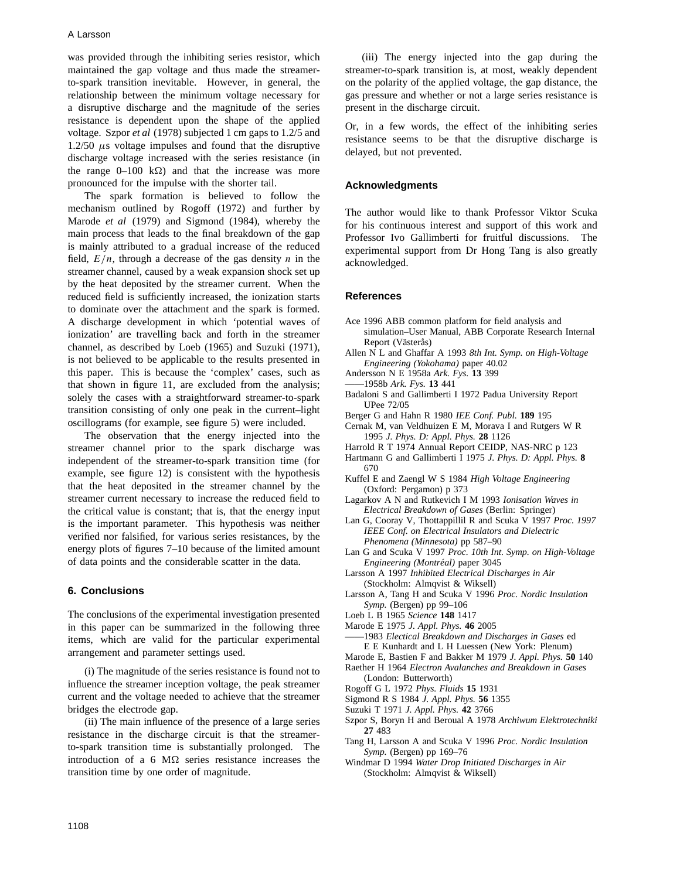was provided through the inhibiting series resistor, which maintained the gap voltage and thus made the streamer-to-spark transition inevitable. However, in general, the relationship between the minimum voltage necessary for a disruptive discharge and the magnitude of the series resistance is dependent upon the shape of the applied voltage. Szpor *et al* (1978) subjected 1 cm gaps to 1.2/5 and 1.2/50 $\mu$s voltage impulses and found that the disruptive discharge voltage increased with the series resistance (in the range 0–100 k$\Omega$) and that the increase was more pronounced for the impulse with the shorter tail.

The spark formation is believed to follow the mechanism outlined by Rogoff (1972) and further by Marode *et al* (1979) and Sigmond (1984), whereby the main process that leads to the final breakdown of the gap is mainly attributed to a gradual increase of the reduced field, $E/n$, through a decrease of the gas density $n$ in the streamer channel, caused by a weak expansion shock set up by the heat deposited by the streamer current. When the reduced field is sufficiently increased, the ionization starts to dominate over the attachment and the spark is formed. A discharge development in which 'potential waves of ionization' are travelling back and forth in the streamer channel, as described by Loeb (1965) and Suzuki (1971), is not believed to be applicable to the results presented in this paper. This is because the 'complex' cases, such as that shown in figure 11, are excluded from the analysis; solely the cases with a straightforward streamer-to-spark transition consisting of only one peak in the current–light oscillograms (for example, see figure 5) were included.

The observation that the energy injected into the streamer channel prior to the spark discharge was independent of the streamer-to-spark transition time (for example, see figure 12) is consistent with the hypothesis that the heat deposited in the streamer channel by the streamer current necessary to increase the reduced field to the critical value is constant; that is, that the energy input is the important parameter. This hypothesis was neither verified nor falsified, for various series resistances, by the energy plots of figures 7–10 because of the limited amount of data points and the considerable scatter in the data.

## 6. Conclusions

The conclusions of the experimental investigation presented in this paper can be summarized in the following three items, which are valid for the particular experimental arrangement and parameter settings used.

(i) The magnitude of the series resistance is found not to influence the streamer inception voltage, the peak streamer current and the voltage needed to achieve that the streamer bridges the electrode gap.

(ii) The main influence of the presence of a large series resistance in the discharge circuit is that the streamer-to-spark transition time is substantially prolonged. The introduction of a 6 M$\Omega$ series resistance increases the transition time by one order of magnitude.

(iii) The energy injected into the gap during the streamer-to-spark transition is, at most, weakly dependent on the polarity of the applied voltage, the gap distance, the gas pressure and whether or not a large series resistance is present in the discharge circuit.

Or, in a few words, the effect of the inhibiting series resistance seems to be that the disruptive discharge is delayed, but not prevented.

## Acknowledgments

The author would like to thank Professor Viktor Scuka for his continuous interest and support of this work and Professor Ivo Gallimberti for fruitful discussions. The experimental support from Dr Hong Tang is also greatly acknowledged.

## References

Ace 1996 ABB common platform for field analysis and simulation–User Manual, ABB Corporate Research Internal Report (Västerås)

Allen N L and Ghaffar A 1993 *8th Int. Symp. on High-Voltage Engineering (Yokohama)* paper 40.02

Andersson N E 1958a *Ark. Fys.* **13** 399

——1958b *Ark. Fys.* **13** 441

Badaloni S and Gallimberti I 1972 Padua University Report UPee 72/05

Berger G and Hahn R 1980 *IEE Conf. Publ.* **189** 195

Cernak M, van Veldhuizen E M, Morava I and Rutgers W R 1995 *J. Phys. D: Appl. Phys.* **28** 1126

Harrold R T 1974 Annual Report CEIDP, NAS-NRC p 123

Hartmann G and Gallimberti I 1975 *J. Phys. D: Appl. Phys.* **8** 670

Kuffel E and Zaengl W S 1984 *High Voltage Engineering* (Oxford: Pergamon) p 373

Lagarkov A N and Rutkevich I M 1993 *Ionisation Waves in Electrical Breakdown of Gases* (Berlin: Springer)

Lan G, Cooray V, Thottappillil R and Scuka V 1997 *Proc. 1997 IEEE Conf. on Electrical Insulators and Dielectric Phenomena (Minnesota)* pp 587–90

Lan G and Scuka V 1997 *Proc. 10th Int. Symp. on High-Voltage Engineering (Montréal)* paper 3045

Larsson A 1997 *Inhibited Electrical Discharges in Air* (Stockholm: Almqvist & Wiksell)

Larsson A, Tang H and Scuka V 1996 *Proc. Nordic Insulation Symp.* (Bergen) pp 99–106

Loeb L B 1965 *Science* **148** 1417

Marode E 1975 *J. Appl. Phys.* **46** 2005

——1983 *Electical Breakdown and Discharges in Gases* ed E E Kunhardt and L H Luessen (New York: Plenum)

Marode E, Bastien F and Bakker M 1979 *J. Appl. Phys.* **50** 140

Raether H 1964 *Electron Avalanches and Breakdown in Gases* (London: Butterworth)

Rogoff G L 1972 *Phys. Fluids* **15** 1931

Sigmond R S 1984 *J. Appl. Phys.* **56** 1355

Suzuki T 1971 *J. Appl. Phys.* **42** 3766

Szpor S, Boryn H and Beroual A 1978 *Archiwum Elektrotechniki* **27** 483

Tang H, Larsson A and Scuka V 1996 *Proc. Nordic Insulation Symp.* (Bergen) pp 169–76

Windmar D 1994 *Water Drop Initiated Discharges in Air* (Stockholm: Almqvist & Wiksell)